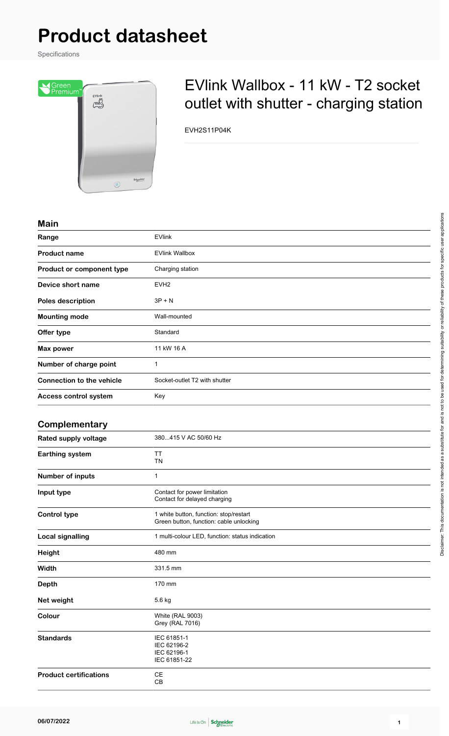# Product datasheet

Specifications

## EVlink Wallbox - 11 kW - T2 socket outlet with shutter - charging station

EVH2S11P04K

### Main

| | |
|---|---|
| **Range** | EVlink |
| **Product name** | EVlink Wallbox |
| **Product or component type** | Charging station |
| **Device short name** | EVH2 |
| **Poles description** | 3P + N |
| **Mounting mode** | Wall-mounted |
| **Offer type** | Standard |
| **Max power** | 11 kW 16 A |
| **Number of charge point** | 1 |
| **Connection to the vehicle** | Socket-outlet T2 with shutter |
| **Access control system** | Key |

### Complementary

| | |
|---|---|
| **Rated supply voltage** | 380...415 V AC 50/60 Hz |
| **Earthing system** | TT<br>TN |
| **Number of inputs** | 1 |
| **Input type** | Contact for power limitation<br>Contact for delayed charging |
| **Control type** | 1 white button, function: stop/restart<br>Green button, function: cable unlocking |
| **Local signalling** | 1 multi-colour LED, function: status indication |
| **Height** | 480 mm |
| **Width** | 331.5 mm |
| **Depth** | 170 mm |
| **Net weight** | 5.6 kg |
| **Colour** | White (RAL 9003)<br>Grey (RAL 7016) |
| **Standards** | IEC 61851-1<br>IEC 62196-2<br>IEC 62196-1<br>IEC 61851-22 |
| **Product certifications** | CE<br>CB |

Disclaimer: This documentation is not intended as a substitute for and is not to be used for determining suitability or reliability of these products for specific user applications

06/07/2022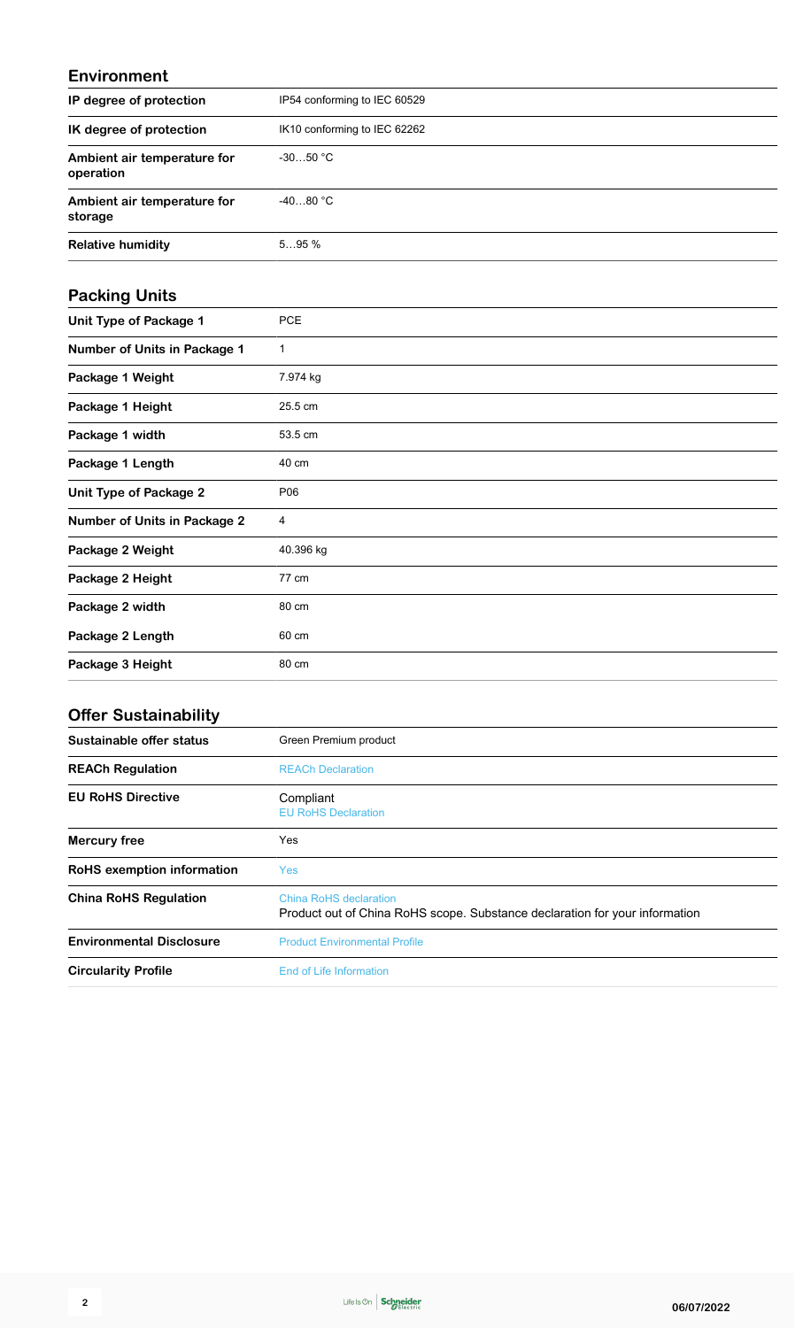## Environment

| | |
|---|---|
| **IP degree of protection** | IP54 conforming to IEC 60529 |
| **IK degree of protection** | IK10 conforming to IEC 62262 |
| **Ambient air temperature for operation** | -30…50 °C |
| **Ambient air temperature for storage** | -40…80 °C |
| **Relative humidity** | 5…95 % |

## Packing Units

| | |
|---|---|
| **Unit Type of Package 1** | PCE |
| **Number of Units in Package 1** | 1 |
| **Package 1 Weight** | 7.974 kg |
| **Package 1 Height** | 25.5 cm |
| **Package 1 width** | 53.5 cm |
| **Package 1 Length** | 40 cm |
| **Unit Type of Package 2** | P06 |
| **Number of Units in Package 2** | 4 |
| **Package 2 Weight** | 40.396 kg |
| **Package 2 Height** | 77 cm |
| **Package 2 width** | 80 cm |
| **Package 2 Length** | 60 cm |
| **Package 3 Height** | 80 cm |

## Offer Sustainability

| | |
|---|---|
| **Sustainable offer status** | Green Premium product |
| **REACh Regulation** | REACh Declaration |
| **EU RoHS Directive** | Compliant<br>EU RoHS Declaration |
| **Mercury free** | Yes |
| **RoHS exemption information** | Yes |
| **China RoHS Regulation** | China RoHS declaration<br>Product out of China RoHS scope. Substance declaration for your information |
| **Environmental Disclosure** | Product Environmental Profile |
| **Circularity Profile** | End of Life Information |